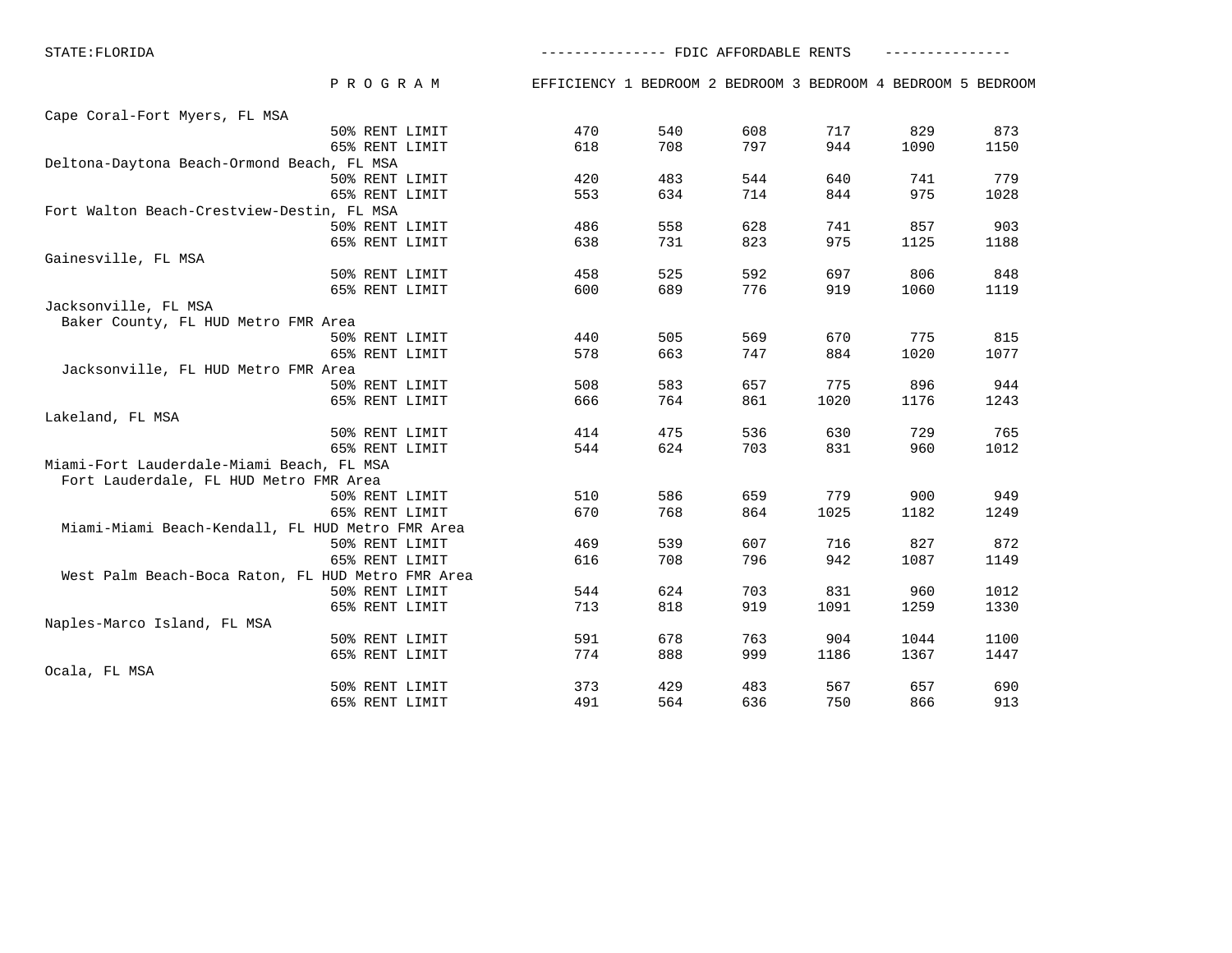STATE:FLORIDA

## FDIC AFFORDABLE RENTS

| | PROGRAM | EFFICIENCY | 1 BEDROOM | 2 BEDROOM | 3 BEDROOM | 4 BEDROOM | 5 BEDROOM |
|---|---|---|---|---|---|---|---|
| Cape Coral-Fort Myers, FL MSA | | | | | | | |
| | 50% RENT LIMIT | 470 | 540 | 608 | 717 | 829 | 873 |
| | 65% RENT LIMIT | 618 | 708 | 797 | 944 | 1090 | 1150 |
| Deltona-Daytona Beach-Ormond Beach, FL MSA | | | | | | | |
| | 50% RENT LIMIT | 420 | 483 | 544 | 640 | 741 | 779 |
| | 65% RENT LIMIT | 553 | 634 | 714 | 844 | 975 | 1028 |
| Fort Walton Beach-Crestview-Destin, FL MSA | | | | | | | |
| | 50% RENT LIMIT | 486 | 558 | 628 | 741 | 857 | 903 |
| | 65% RENT LIMIT | 638 | 731 | 823 | 975 | 1125 | 1188 |
| Gainesville, FL MSA | | | | | | | |
| | 50% RENT LIMIT | 458 | 525 | 592 | 697 | 806 | 848 |
| | 65% RENT LIMIT | 600 | 689 | 776 | 919 | 1060 | 1119 |
| Jacksonville, FL MSA | | | | | | | |
| Baker County, FL HUD Metro FMR Area | | | | | | | |
| | 50% RENT LIMIT | 440 | 505 | 569 | 670 | 775 | 815 |
| | 65% RENT LIMIT | 578 | 663 | 747 | 884 | 1020 | 1077 |
| Jacksonville, FL HUD Metro FMR Area | | | | | | | |
| | 50% RENT LIMIT | 508 | 583 | 657 | 775 | 896 | 944 |
| | 65% RENT LIMIT | 666 | 764 | 861 | 1020 | 1176 | 1243 |
| Lakeland, FL MSA | | | | | | | |
| | 50% RENT LIMIT | 414 | 475 | 536 | 630 | 729 | 765 |
| | 65% RENT LIMIT | 544 | 624 | 703 | 831 | 960 | 1012 |
| Miami-Fort Lauderdale-Miami Beach, FL MSA | | | | | | | |
| Fort Lauderdale, FL HUD Metro FMR Area | | | | | | | |
| | 50% RENT LIMIT | 510 | 586 | 659 | 779 | 900 | 949 |
| | 65% RENT LIMIT | 670 | 768 | 864 | 1025 | 1182 | 1249 |
| Miami-Miami Beach-Kendall, FL HUD Metro FMR Area | | | | | | | |
| | 50% RENT LIMIT | 469 | 539 | 607 | 716 | 827 | 872 |
| | 65% RENT LIMIT | 616 | 708 | 796 | 942 | 1087 | 1149 |
| West Palm Beach-Boca Raton, FL HUD Metro FMR Area | | | | | | | |
| | 50% RENT LIMIT | 544 | 624 | 703 | 831 | 960 | 1012 |
| | 65% RENT LIMIT | 713 | 818 | 919 | 1091 | 1259 | 1330 |
| Naples-Marco Island, FL MSA | | | | | | | |
| | 50% RENT LIMIT | 591 | 678 | 763 | 904 | 1044 | 1100 |
| | 65% RENT LIMIT | 774 | 888 | 999 | 1186 | 1367 | 1447 |
| Ocala, FL MSA | | | | | | | |
| | 50% RENT LIMIT | 373 | 429 | 483 | 567 | 657 | 690 |
| | 65% RENT LIMIT | 491 | 564 | 636 | 750 | 866 | 913 |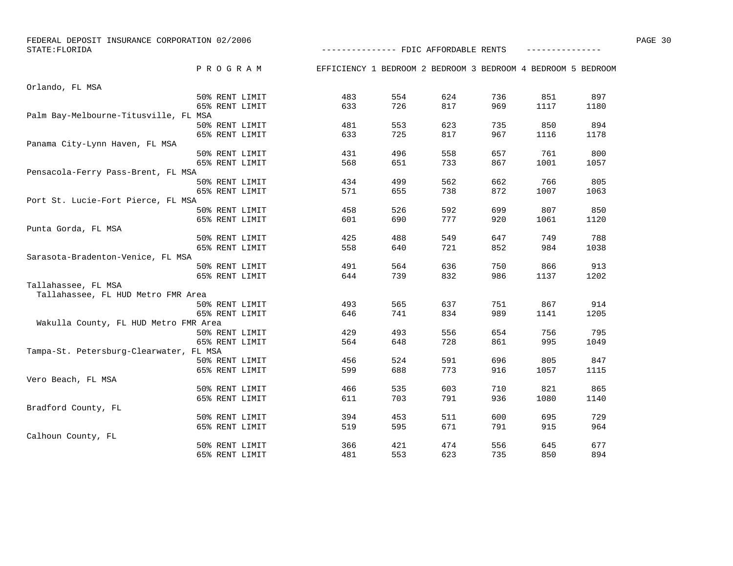FEDERAL DEPOSIT INSURANCE CORPORATION 02/2006

STATE:FLORIDA

--------------- FDIC AFFORDABLE RENTS ---------------

| | PROGRAM | EFFICIENCY | 1 BEDROOM | 2 BEDROOM | 3 BEDROOM | 4 BEDROOM | 5 BEDROOM |
|---|---|---|---|---|---|---|---|
| Orlando, FL MSA | | | | | | | |
| | 50% RENT LIMIT | 483 | 554 | 624 | 736 | 851 | 897 |
| | 65% RENT LIMIT | 633 | 726 | 817 | 969 | 1117 | 1180 |
| Palm Bay-Melbourne-Titusville, FL MSA | | | | | | | |
| | 50% RENT LIMIT | 481 | 553 | 623 | 735 | 850 | 894 |
| | 65% RENT LIMIT | 633 | 725 | 817 | 967 | 1116 | 1178 |
| Panama City-Lynn Haven, FL MSA | | | | | | | |
| | 50% RENT LIMIT | 431 | 496 | 558 | 657 | 761 | 800 |
| | 65% RENT LIMIT | 568 | 651 | 733 | 867 | 1001 | 1057 |
| Pensacola-Ferry Pass-Brent, FL MSA | | | | | | | |
| | 50% RENT LIMIT | 434 | 499 | 562 | 662 | 766 | 805 |
| | 65% RENT LIMIT | 571 | 655 | 738 | 872 | 1007 | 1063 |
| Port St. Lucie-Fort Pierce, FL MSA | | | | | | | |
| | 50% RENT LIMIT | 458 | 526 | 592 | 699 | 807 | 850 |
| | 65% RENT LIMIT | 601 | 690 | 777 | 920 | 1061 | 1120 |
| Punta Gorda, FL MSA | | | | | | | |
| | 50% RENT LIMIT | 425 | 488 | 549 | 647 | 749 | 788 |
| | 65% RENT LIMIT | 558 | 640 | 721 | 852 | 984 | 1038 |
| Sarasota-Bradenton-Venice, FL MSA | | | | | | | |
| | 50% RENT LIMIT | 491 | 564 | 636 | 750 | 866 | 913 |
| | 65% RENT LIMIT | 644 | 739 | 832 | 986 | 1137 | 1202 |
| Tallahassee, FL MSA | | | | | | | |
| Tallahassee, FL HUD Metro FMR Area | | | | | | | |
| | 50% RENT LIMIT | 493 | 565 | 637 | 751 | 867 | 914 |
| | 65% RENT LIMIT | 646 | 741 | 834 | 989 | 1141 | 1205 |
| Wakulla County, FL HUD Metro FMR Area | | | | | | | |
| | 50% RENT LIMIT | 429 | 493 | 556 | 654 | 756 | 795 |
| | 65% RENT LIMIT | 564 | 648 | 728 | 861 | 995 | 1049 |
| Tampa-St. Petersburg-Clearwater, FL MSA | | | | | | | |
| | 50% RENT LIMIT | 456 | 524 | 591 | 696 | 805 | 847 |
| | 65% RENT LIMIT | 599 | 688 | 773 | 916 | 1057 | 1115 |
| Vero Beach, FL MSA | | | | | | | |
| | 50% RENT LIMIT | 466 | 535 | 603 | 710 | 821 | 865 |
| | 65% RENT LIMIT | 611 | 703 | 791 | 936 | 1080 | 1140 |
| Bradford County, FL | | | | | | | |
| | 50% RENT LIMIT | 394 | 453 | 511 | 600 | 695 | 729 |
| | 65% RENT LIMIT | 519 | 595 | 671 | 791 | 915 | 964 |
| Calhoun County, FL | | | | | | | |
| | 50% RENT LIMIT | 366 | 421 | 474 | 556 | 645 | 677 |
| | 65% RENT LIMIT | 481 | 553 | 623 | 735 | 850 | 894 |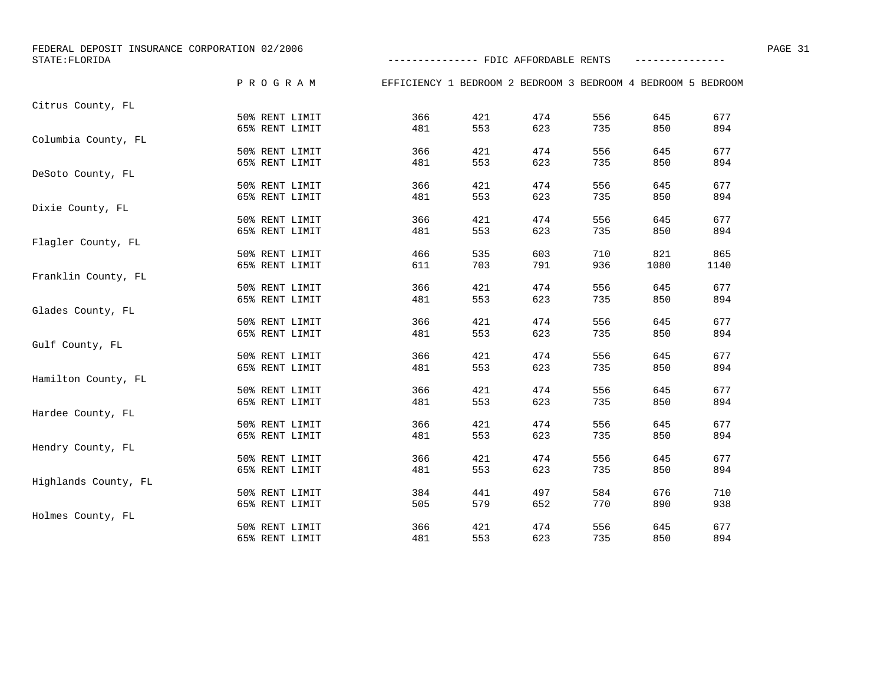FEDERAL DEPOSIT INSURANCE CORPORATION 02/2006
STATE:FLORIDA

--------------- FDIC AFFORDABLE RENTS ---------------

| | PROGRAM | EFFICIENCY | 1 BEDROOM | 2 BEDROOM | 3 BEDROOM | 4 BEDROOM | 5 BEDROOM |
|---|---|---|---|---|---|---|---|
| Citrus County, FL | | | | | | | |
| | 50% RENT LIMIT | 366 | 421 | 474 | 556 | 645 | 677 |
| | 65% RENT LIMIT | 481 | 553 | 623 | 735 | 850 | 894 |
| Columbia County, FL | | | | | | | |
| | 50% RENT LIMIT | 366 | 421 | 474 | 556 | 645 | 677 |
| | 65% RENT LIMIT | 481 | 553 | 623 | 735 | 850 | 894 |
| DeSoto County, FL | | | | | | | |
| | 50% RENT LIMIT | 366 | 421 | 474 | 556 | 645 | 677 |
| | 65% RENT LIMIT | 481 | 553 | 623 | 735 | 850 | 894 |
| Dixie County, FL | | | | | | | |
| | 50% RENT LIMIT | 366 | 421 | 474 | 556 | 645 | 677 |
| | 65% RENT LIMIT | 481 | 553 | 623 | 735 | 850 | 894 |
| Flagler County, FL | | | | | | | |
| | 50% RENT LIMIT | 466 | 535 | 603 | 710 | 821 | 865 |
| | 65% RENT LIMIT | 611 | 703 | 791 | 936 | 1080 | 1140 |
| Franklin County, FL | | | | | | | |
| | 50% RENT LIMIT | 366 | 421 | 474 | 556 | 645 | 677 |
| | 65% RENT LIMIT | 481 | 553 | 623 | 735 | 850 | 894 |
| Glades County, FL | | | | | | | |
| | 50% RENT LIMIT | 366 | 421 | 474 | 556 | 645 | 677 |
| | 65% RENT LIMIT | 481 | 553 | 623 | 735 | 850 | 894 |
| Gulf County, FL | | | | | | | |
| | 50% RENT LIMIT | 366 | 421 | 474 | 556 | 645 | 677 |
| | 65% RENT LIMIT | 481 | 553 | 623 | 735 | 850 | 894 |
| Hamilton County, FL | | | | | | | |
| | 50% RENT LIMIT | 366 | 421 | 474 | 556 | 645 | 677 |
| | 65% RENT LIMIT | 481 | 553 | 623 | 735 | 850 | 894 |
| Hardee County, FL | | | | | | | |
| | 50% RENT LIMIT | 366 | 421 | 474 | 556 | 645 | 677 |
| | 65% RENT LIMIT | 481 | 553 | 623 | 735 | 850 | 894 |
| Hendry County, FL | | | | | | | |
| | 50% RENT LIMIT | 366 | 421 | 474 | 556 | 645 | 677 |
| | 65% RENT LIMIT | 481 | 553 | 623 | 735 | 850 | 894 |
| Highlands County, FL | | | | | | | |
| | 50% RENT LIMIT | 384 | 441 | 497 | 584 | 676 | 710 |
| | 65% RENT LIMIT | 505 | 579 | 652 | 770 | 890 | 938 |
| Holmes County, FL | | | | | | | |
| | 50% RENT LIMIT | 366 | 421 | 474 | 556 | 645 | 677 |
| | 65% RENT LIMIT | 481 | 553 | 623 | 735 | 850 | 894 |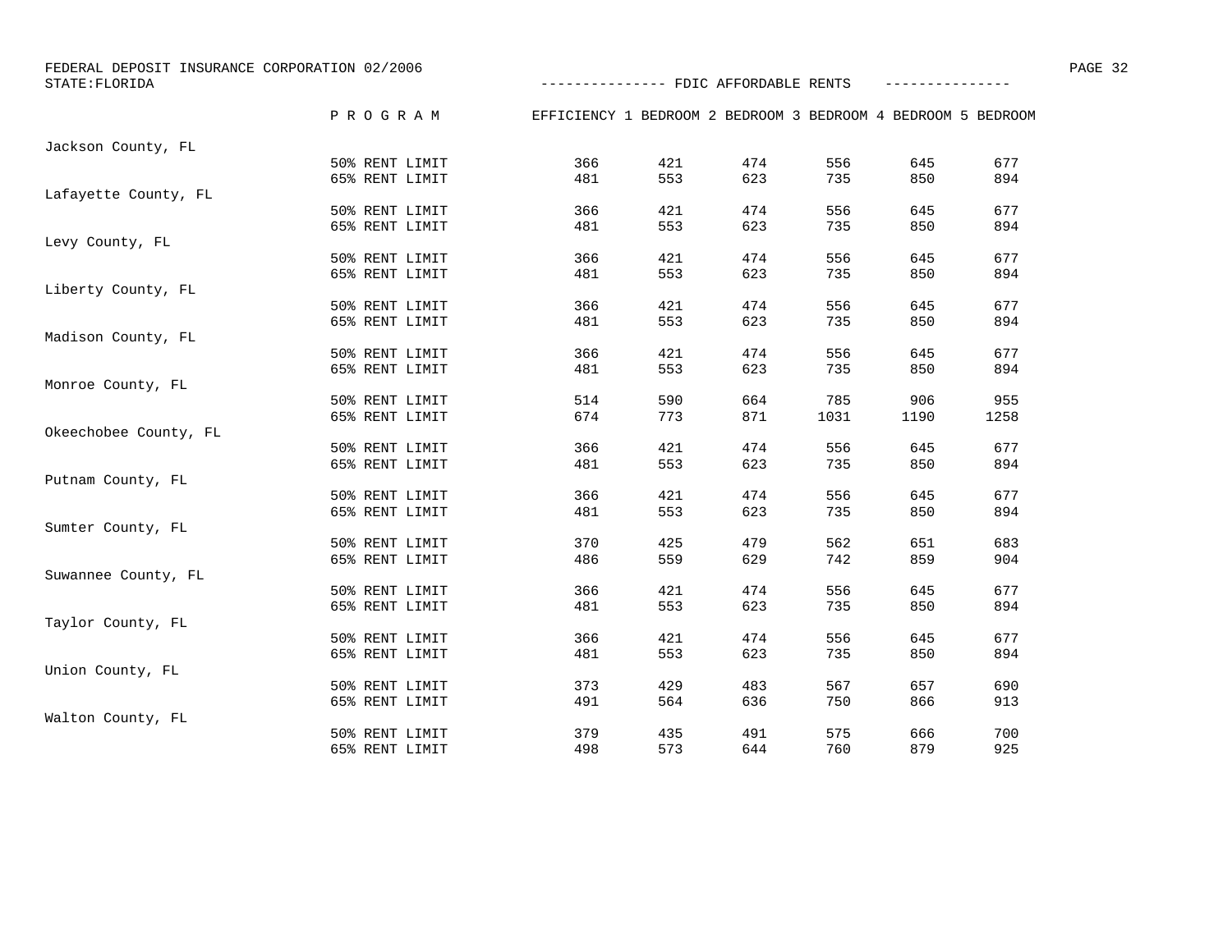FEDERAL DEPOSIT INSURANCE CORPORATION 02/2006

STATE:FLORIDA

--------------- FDIC AFFORDABLE RENTS ---------------

| County | PROGRAM | EFFICIENCY | 1 BEDROOM | 2 BEDROOM | 3 BEDROOM | 4 BEDROOM | 5 BEDROOM |
|---|---|---|---|---|---|---|---|
| Jackson County, FL | | | | | | | |
| | 50% RENT LIMIT | 366 | 421 | 474 | 556 | 645 | 677 |
| | 65% RENT LIMIT | 481 | 553 | 623 | 735 | 850 | 894 |
| Lafayette County, FL | | | | | | | |
| | 50% RENT LIMIT | 366 | 421 | 474 | 556 | 645 | 677 |
| | 65% RENT LIMIT | 481 | 553 | 623 | 735 | 850 | 894 |
| Levy County, FL | | | | | | | |
| | 50% RENT LIMIT | 366 | 421 | 474 | 556 | 645 | 677 |
| | 65% RENT LIMIT | 481 | 553 | 623 | 735 | 850 | 894 |
| Liberty County, FL | | | | | | | |
| | 50% RENT LIMIT | 366 | 421 | 474 | 556 | 645 | 677 |
| | 65% RENT LIMIT | 481 | 553 | 623 | 735 | 850 | 894 |
| Madison County, FL | | | | | | | |
| | 50% RENT LIMIT | 366 | 421 | 474 | 556 | 645 | 677 |
| | 65% RENT LIMIT | 481 | 553 | 623 | 735 | 850 | 894 |
| Monroe County, FL | | | | | | | |
| | 50% RENT LIMIT | 514 | 590 | 664 | 785 | 906 | 955 |
| | 65% RENT LIMIT | 674 | 773 | 871 | 1031 | 1190 | 1258 |
| Okeechobee County, FL | | | | | | | |
| | 50% RENT LIMIT | 366 | 421 | 474 | 556 | 645 | 677 |
| | 65% RENT LIMIT | 481 | 553 | 623 | 735 | 850 | 894 |
| Putnam County, FL | | | | | | | |
| | 50% RENT LIMIT | 366 | 421 | 474 | 556 | 645 | 677 |
| | 65% RENT LIMIT | 481 | 553 | 623 | 735 | 850 | 894 |
| Sumter County, FL | | | | | | | |
| | 50% RENT LIMIT | 370 | 425 | 479 | 562 | 651 | 683 |
| | 65% RENT LIMIT | 486 | 559 | 629 | 742 | 859 | 904 |
| Suwannee County, FL | | | | | | | |
| | 50% RENT LIMIT | 366 | 421 | 474 | 556 | 645 | 677 |
| | 65% RENT LIMIT | 481 | 553 | 623 | 735 | 850 | 894 |
| Taylor County, FL | | | | | | | |
| | 50% RENT LIMIT | 366 | 421 | 474 | 556 | 645 | 677 |
| | 65% RENT LIMIT | 481 | 553 | 623 | 735 | 850 | 894 |
| Union County, FL | | | | | | | |
| | 50% RENT LIMIT | 373 | 429 | 483 | 567 | 657 | 690 |
| | 65% RENT LIMIT | 491 | 564 | 636 | 750 | 866 | 913 |
| Walton County, FL | | | | | | | |
| | 50% RENT LIMIT | 379 | 435 | 491 | 575 | 666 | 700 |
| | 65% RENT LIMIT | 498 | 573 | 644 | 760 | 879 | 925 |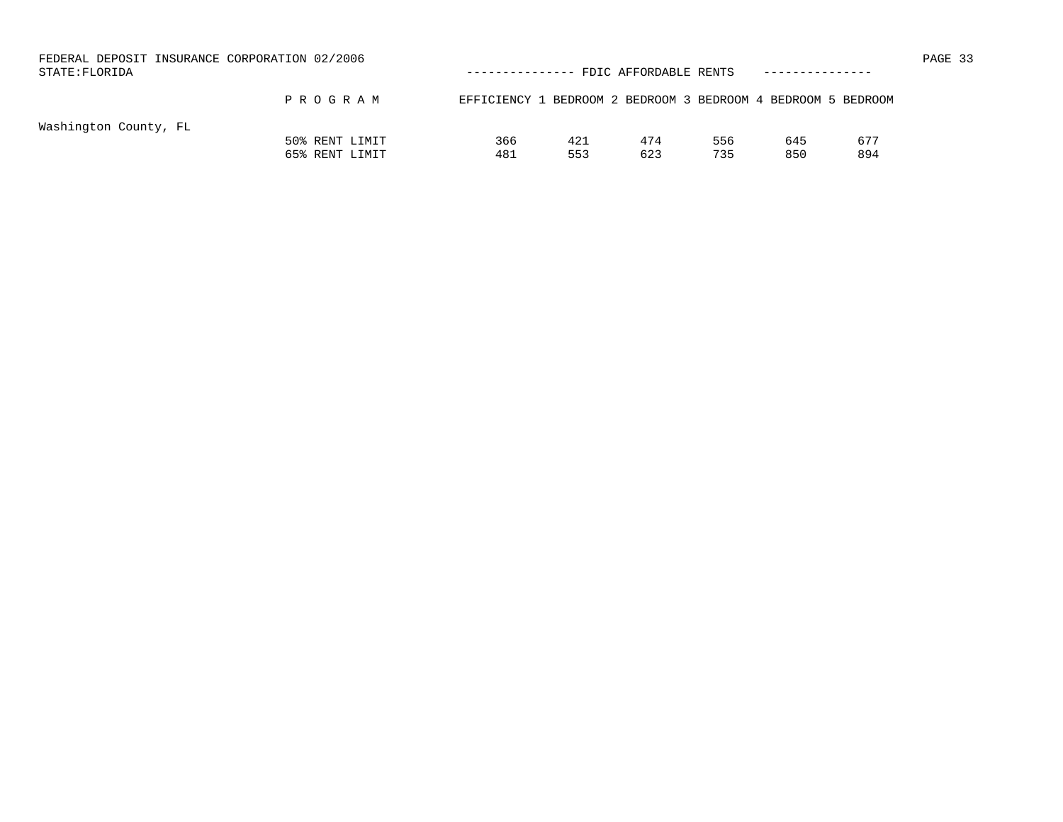FEDERAL DEPOSIT INSURANCE CORPORATION 02/2006

STATE:FLORIDA

FDIC AFFORDABLE RENTS

| | P R O G R A M | EFFICIENCY | 1 BEDROOM | 2 BEDROOM | 3 BEDROOM | 4 BEDROOM | 5 BEDROOM |
|---|---|---|---|---|---|---|---|
| Washington County, FL | | | | | | | |
| | 50% RENT LIMIT | 366 | 421 | 474 | 556 | 645 | 677 |
| | 65% RENT LIMIT | 481 | 553 | 623 | 735 | 850 | 894 |